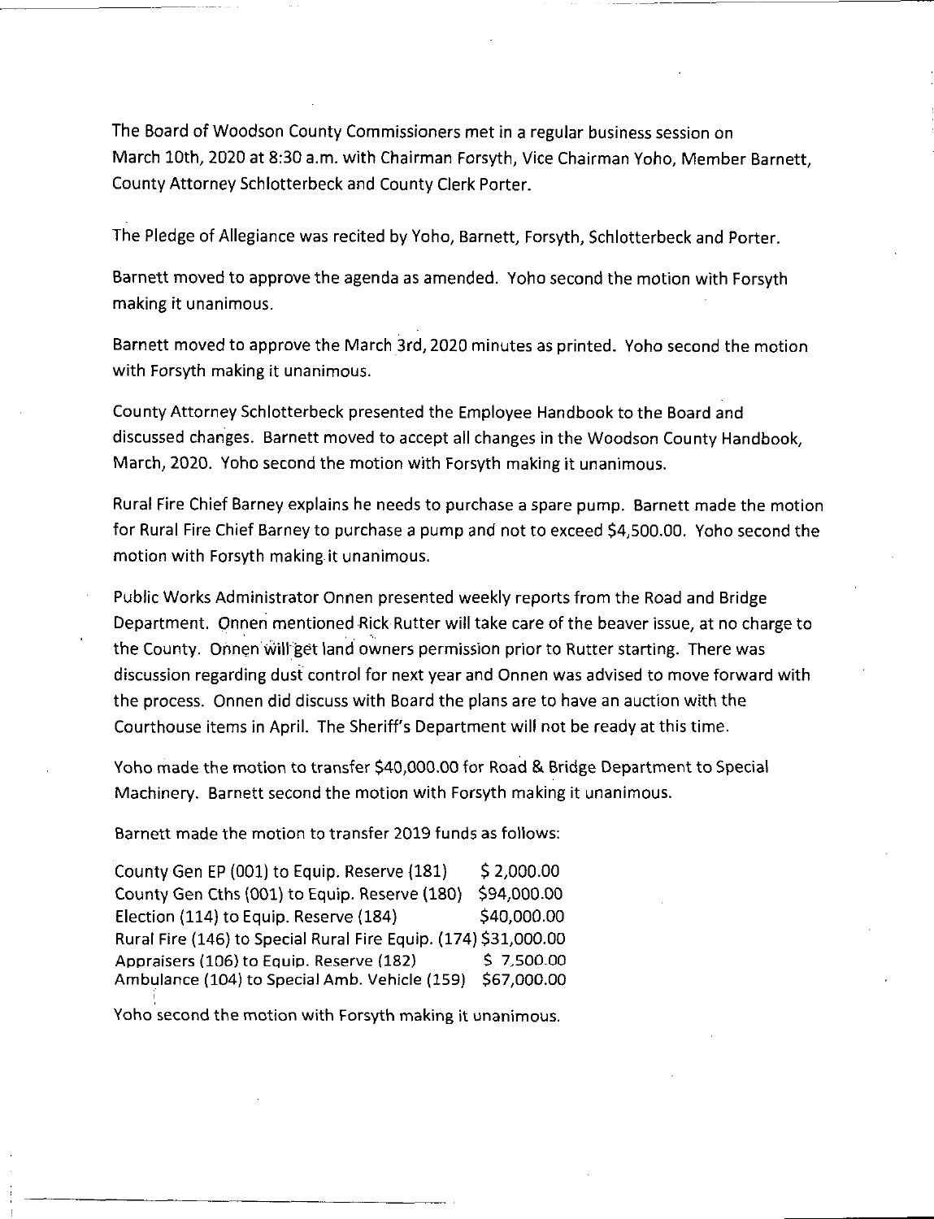The Board of Woodson County Commissioners met in a regular business session on March 10th, 2020 at 8:30 a.m. with Chairman Forsyth, Vice Chairman Yoho, Member Barnett, County Attorney Schlotterbeck and County Clerk Porter.

The Pledge of Allegiance was recited by Yoho, Barnett, Forsyth, Schlotterbeck and Porter.

Barnett moved to approve the agenda as amended. Yoho second the motion with Forsyth making it unanimous.

Barnett moved to approve the March 3rd, 2020 minutes as printed. Yoho second the motion with Forsyth making it unanimous.

County Attorney Schlotterbeck presented the Employee Handbook to the Board and discussed changes. Barnett moved to accept all changes in the Woodson County Handbook, March, 2020. Yoho second the motion with Forsyth making it unanimous.

Rural Fire Chief Barney explains he needs to purchase a spare pump. Barnett made the motion for Rural Fire Chief Barney to purchase a pump and not to exceed $4,500.00. Yoho second the motion with Forsyth making it unanimous.

Public Works Administrator Onnen presented weekly reports from the Road and Bridge Department. Onnen mentioned Rick Rutter will take care of the beaver issue, at no charge to the County. Onnen will get land owners permission prior to Rutter starting. There was discussion regarding dust control for next year and Onnen was advised to move forward with the process. Onnen did discuss with Board the plans are to have an auction with the Courthouse items in April. The Sheriff's Department will not be ready at this time.

Yoho made the motion to transfer $40,000.00 for Road & Bridge Department to Special Machinery. Barnett second the motion with Forsyth making it unanimous.

Barnett made the motion to transfer 2019 funds as follows:

| | |
|---|---|
| County Gen EP (001) to Equip. Reserve (181) | $ 2,000.00 |
| County Gen Cths (001) to Equip. Reserve (180) | $94,000.00 |
| Election (114) to Equip. Reserve (184) | $40,000.00 |
| Rural Fire (146) to Special Rural Fire Equip. (174) | $31,000.00 |
| Appraisers (106) to Equip. Reserve (182) | $ 7,500.00 |
| Ambulance (104) to Special Amb. Vehicle (159) | $67,000.00 |

Yoho second the motion with Forsyth making it unanimous.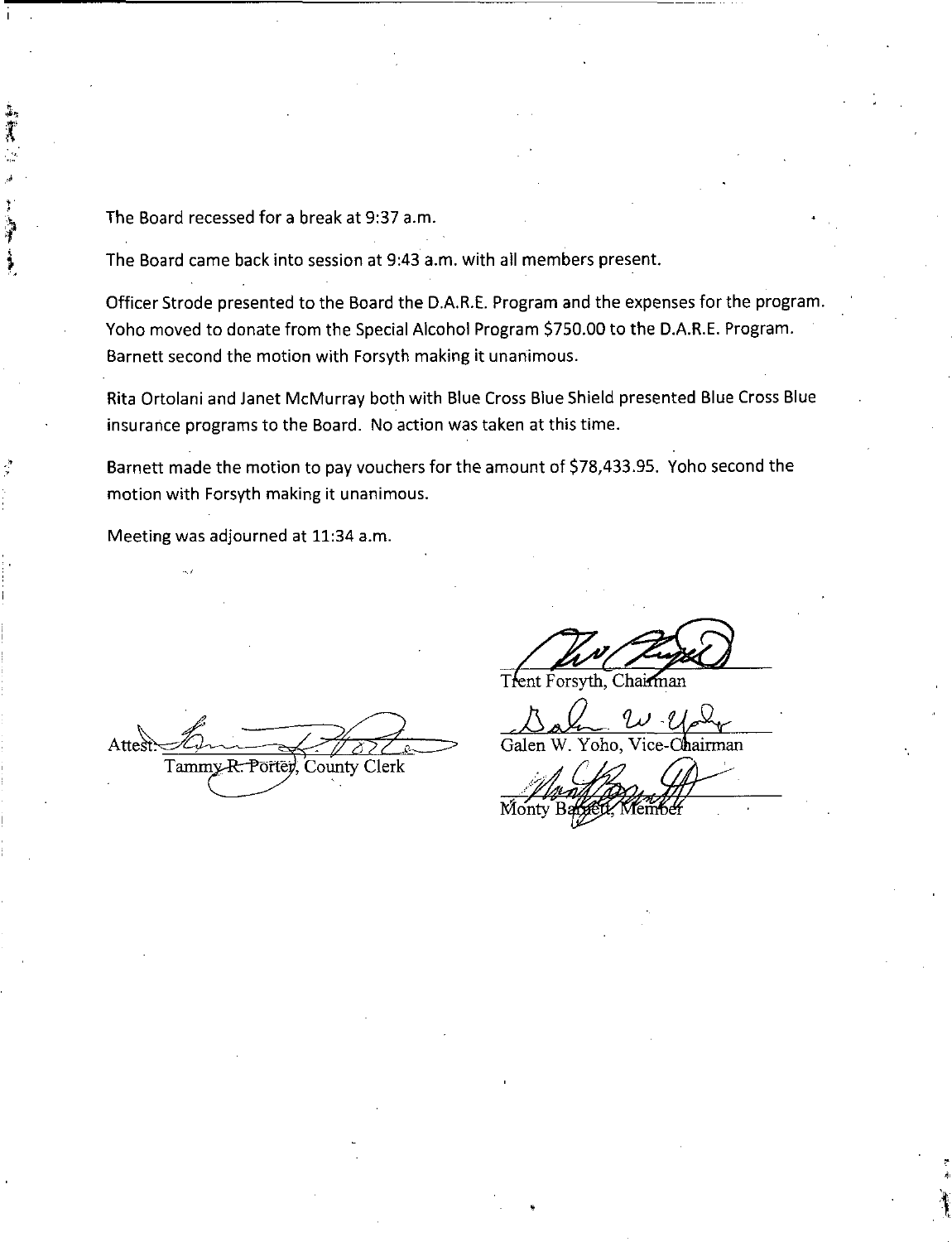The Board recessed for a break at 9:37 a.m.

The Board came back into session at 9:43 a.m. with all members present.

Officer Strode presented to the Board the D.A.R.E. Program and the expenses for the program. Yoho moved to donate from the Special Alcohol Program $750.00 to the D.A.R.E. Program. Barnett second the motion with Forsyth making it unanimous.

Rita Ortolani and Janet McMurray both with Blue Cross Blue Shield presented Blue Cross Blue insurance programs to the Board. No action was taken at this time.

Barnett made the motion to pay vouchers for the amount of $78,433.95. Yoho second the motion with Forsyth making it unanimous.

Meeting was adjourned at 11:34 a.m.

Trent Forsyth, Chairman

Galen W. Yoho, Vice-Chairman

Monty Barnett, Member

Attest:

Tammy R. Porter, County Clerk